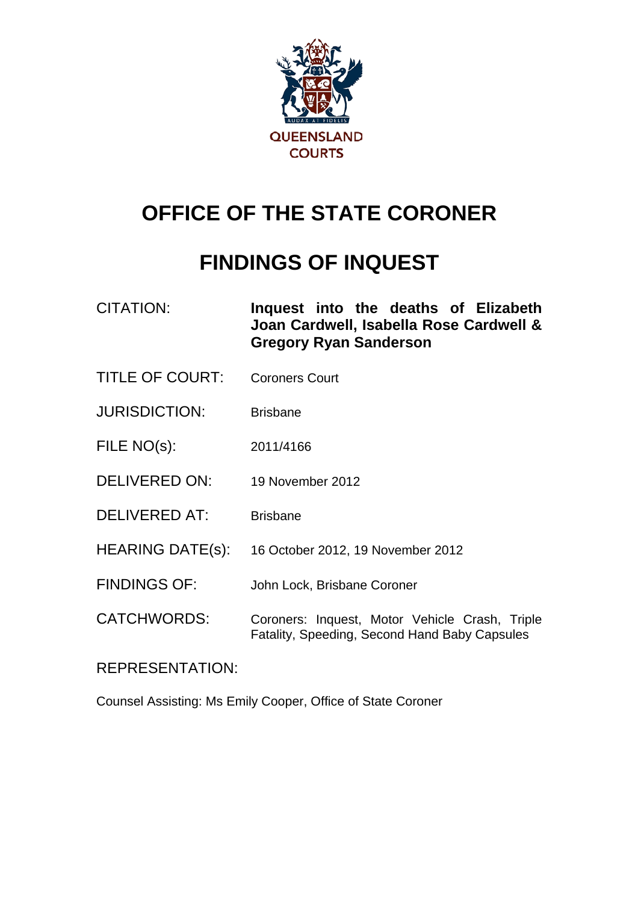QUEENSLAND COURTS

# OFFICE OF THE STATE CORONER

# FINDINGS OF INQUEST

| | |
|---|---|
| CITATION: | **Inquest into the deaths of Elizabeth Joan Cardwell, Isabella Rose Cardwell & Gregory Ryan Sanderson** |
| TITLE OF COURT: | Coroners Court |
| JURISDICTION: | Brisbane |
| FILE NO(s): | 2011/4166 |
| DELIVERED ON: | 19 November 2012 |
| DELIVERED AT: | Brisbane |
| HEARING DATE(s): | 16 October 2012, 19 November 2012 |
| FINDINGS OF: | John Lock, Brisbane Coroner |
| CATCHWORDS: | Coroners: Inquest, Motor Vehicle Crash, Triple Fatality, Speeding, Second Hand Baby Capsules |

REPRESENTATION:

Counsel Assisting: Ms Emily Cooper, Office of State Coroner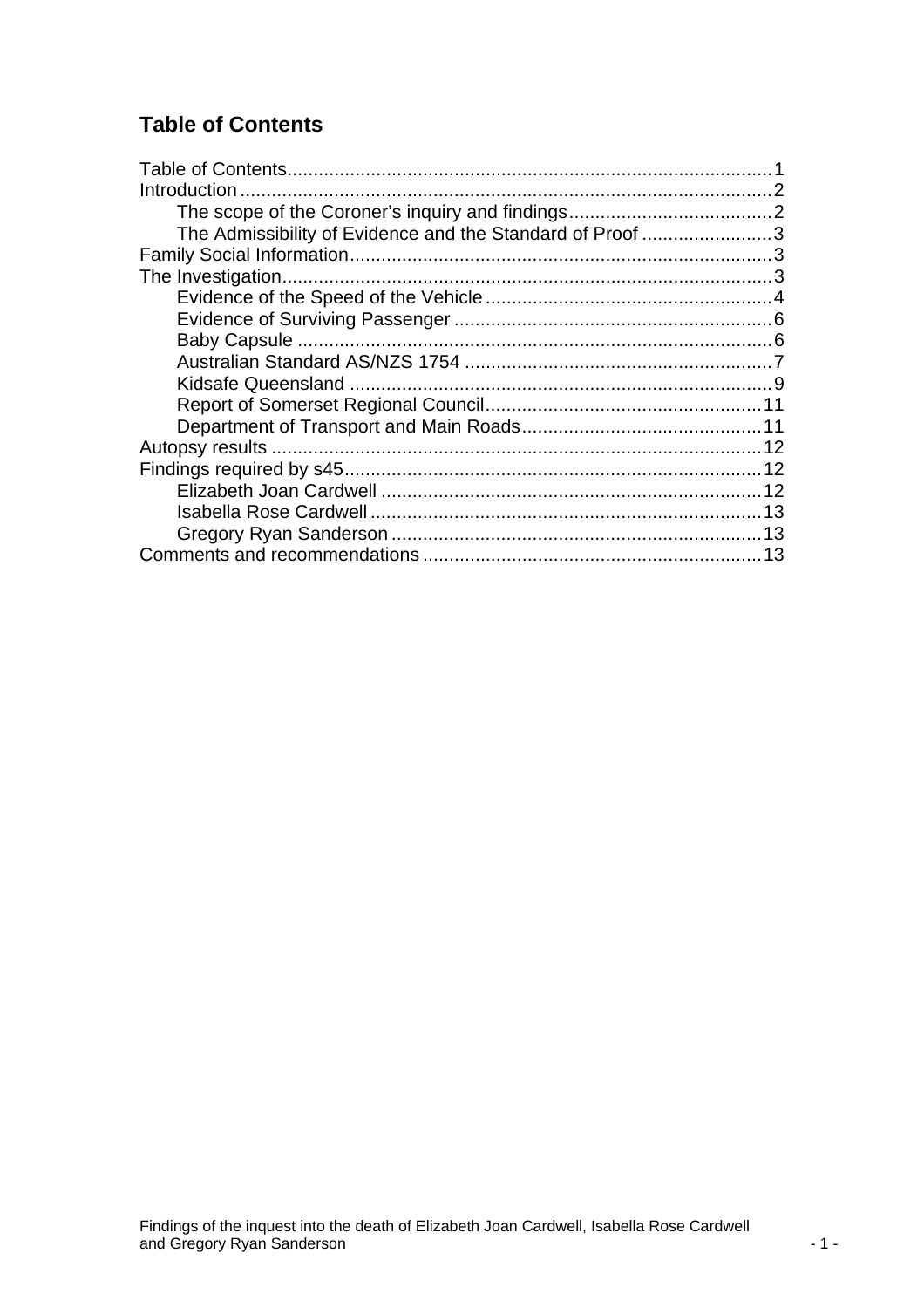## Table of Contents

- Table of Contents ........ 1
- Introduction ........ 2
  - The scope of the Coroner's inquiry and findings ........ 2
  - The Admissibility of Evidence and the Standard of Proof ........ 3
- Family Social Information ........ 3
- The Investigation ........ 3
  - Evidence of the Speed of the Vehicle ........ 4
  - Evidence of Surviving Passenger ........ 6
  - Baby Capsule ........ 6
  - Australian Standard AS/NZS 1754 ........ 7
  - Kidsafe Queensland ........ 9
  - Report of Somerset Regional Council ........ 11
  - Department of Transport and Main Roads ........ 11
- Autopsy results ........ 12
- Findings required by s45 ........ 12
  - Elizabeth Joan Cardwell ........ 12
  - Isabella Rose Cardwell ........ 13
  - Gregory Ryan Sanderson ........ 13
- Comments and recommendations ........ 13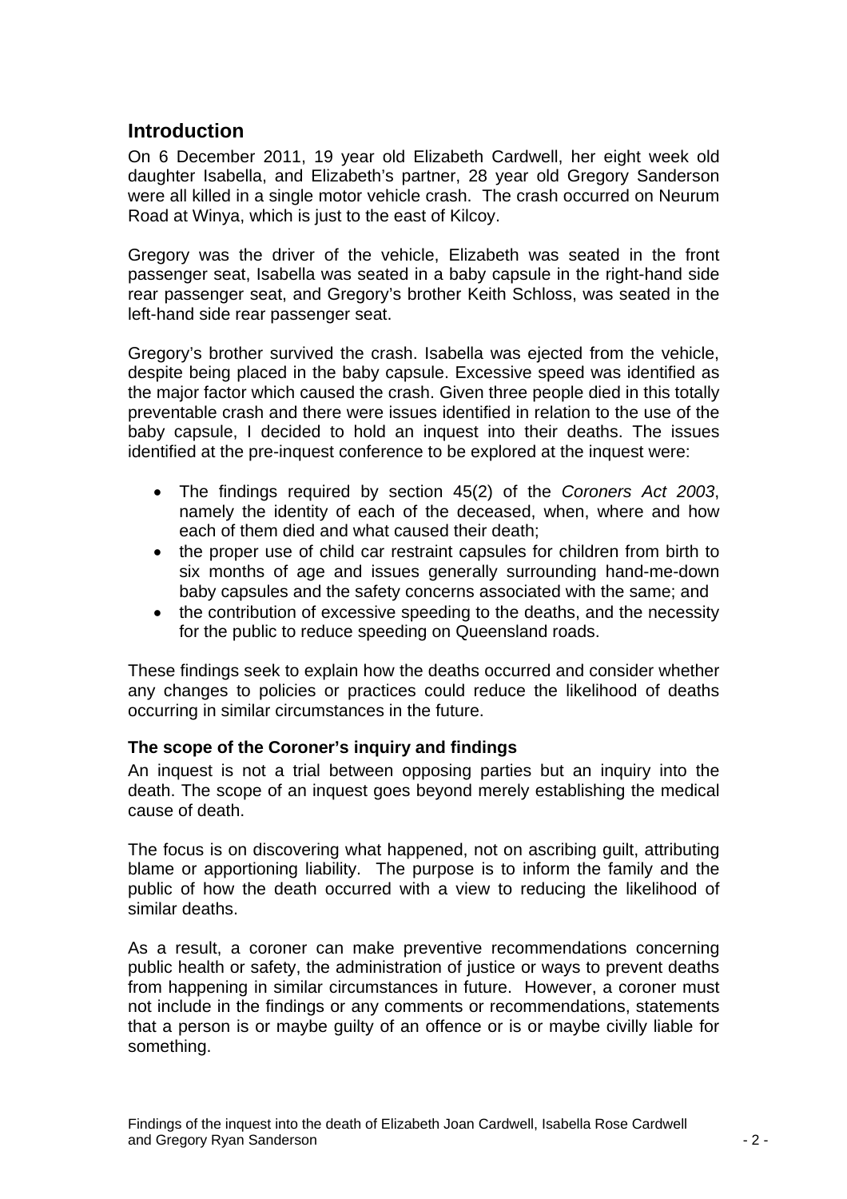## Introduction

On 6 December 2011, 19 year old Elizabeth Cardwell, her eight week old daughter Isabella, and Elizabeth's partner, 28 year old Gregory Sanderson were all killed in a single motor vehicle crash. The crash occurred on Neurum Road at Winya, which is just to the east of Kilcoy.

Gregory was the driver of the vehicle, Elizabeth was seated in the front passenger seat, Isabella was seated in a baby capsule in the right-hand side rear passenger seat, and Gregory's brother Keith Schloss, was seated in the left-hand side rear passenger seat.

Gregory's brother survived the crash. Isabella was ejected from the vehicle, despite being placed in the baby capsule. Excessive speed was identified as the major factor which caused the crash. Given three people died in this totally preventable crash and there were issues identified in relation to the use of the baby capsule, I decided to hold an inquest into their deaths. The issues identified at the pre-inquest conference to be explored at the inquest were:

- The findings required by section 45(2) of the *Coroners Act 2003*, namely the identity of each of the deceased, when, where and how each of them died and what caused their death;
- the proper use of child car restraint capsules for children from birth to six months of age and issues generally surrounding hand-me-down baby capsules and the safety concerns associated with the same; and
- the contribution of excessive speeding to the deaths, and the necessity for the public to reduce speeding on Queensland roads.

These findings seek to explain how the deaths occurred and consider whether any changes to policies or practices could reduce the likelihood of deaths occurring in similar circumstances in the future.

### The scope of the Coroner's inquiry and findings

An inquest is not a trial between opposing parties but an inquiry into the death. The scope of an inquest goes beyond merely establishing the medical cause of death.

The focus is on discovering what happened, not on ascribing guilt, attributing blame or apportioning liability. The purpose is to inform the family and the public of how the death occurred with a view to reducing the likelihood of similar deaths.

As a result, a coroner can make preventive recommendations concerning public health or safety, the administration of justice or ways to prevent deaths from happening in similar circumstances in future. However, a coroner must not include in the findings or any comments or recommendations, statements that a person is or maybe guilty of an offence or is or maybe civilly liable for something.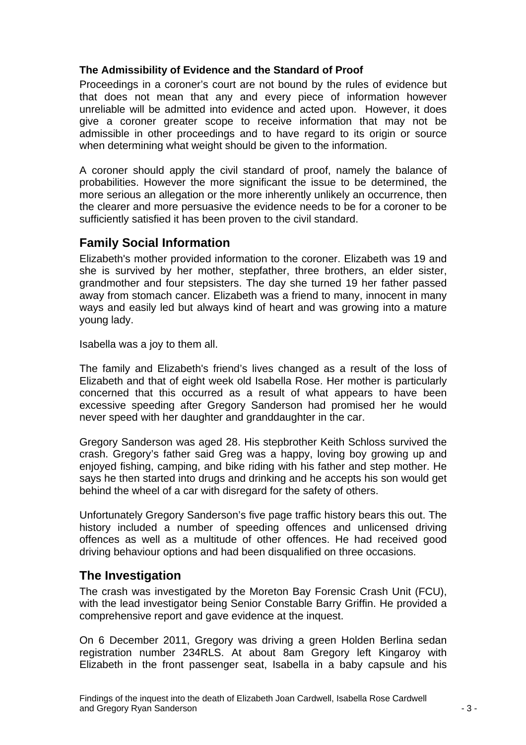#### The Admissibility of Evidence and the Standard of Proof

Proceedings in a coroner's court are not bound by the rules of evidence but that does not mean that any and every piece of information however unreliable will be admitted into evidence and acted upon. However, it does give a coroner greater scope to receive information that may not be admissible in other proceedings and to have regard to its origin or source when determining what weight should be given to the information.

A coroner should apply the civil standard of proof, namely the balance of probabilities. However the more significant the issue to be determined, the more serious an allegation or the more inherently unlikely an occurrence, then the clearer and more persuasive the evidence needs to be for a coroner to be sufficiently satisfied it has been proven to the civil standard.

## Family Social Information

Elizabeth's mother provided information to the coroner. Elizabeth was 19 and she is survived by her mother, stepfather, three brothers, an elder sister, grandmother and four stepsisters. The day she turned 19 her father passed away from stomach cancer. Elizabeth was a friend to many, innocent in many ways and easily led but always kind of heart and was growing into a mature young lady.

Isabella was a joy to them all.

The family and Elizabeth's friend's lives changed as a result of the loss of Elizabeth and that of eight week old Isabella Rose. Her mother is particularly concerned that this occurred as a result of what appears to have been excessive speeding after Gregory Sanderson had promised her he would never speed with her daughter and granddaughter in the car.

Gregory Sanderson was aged 28. His stepbrother Keith Schloss survived the crash. Gregory's father said Greg was a happy, loving boy growing up and enjoyed fishing, camping, and bike riding with his father and step mother. He says he then started into drugs and drinking and he accepts his son would get behind the wheel of a car with disregard for the safety of others.

Unfortunately Gregory Sanderson's five page traffic history bears this out. The history included a number of speeding offences and unlicensed driving offences as well as a multitude of other offences. He had received good driving behaviour options and had been disqualified on three occasions.

## The Investigation

The crash was investigated by the Moreton Bay Forensic Crash Unit (FCU), with the lead investigator being Senior Constable Barry Griffin. He provided a comprehensive report and gave evidence at the inquest.

On 6 December 2011, Gregory was driving a green Holden Berlina sedan registration number 234RLS. At about 8am Gregory left Kingaroy with Elizabeth in the front passenger seat, Isabella in a baby capsule and his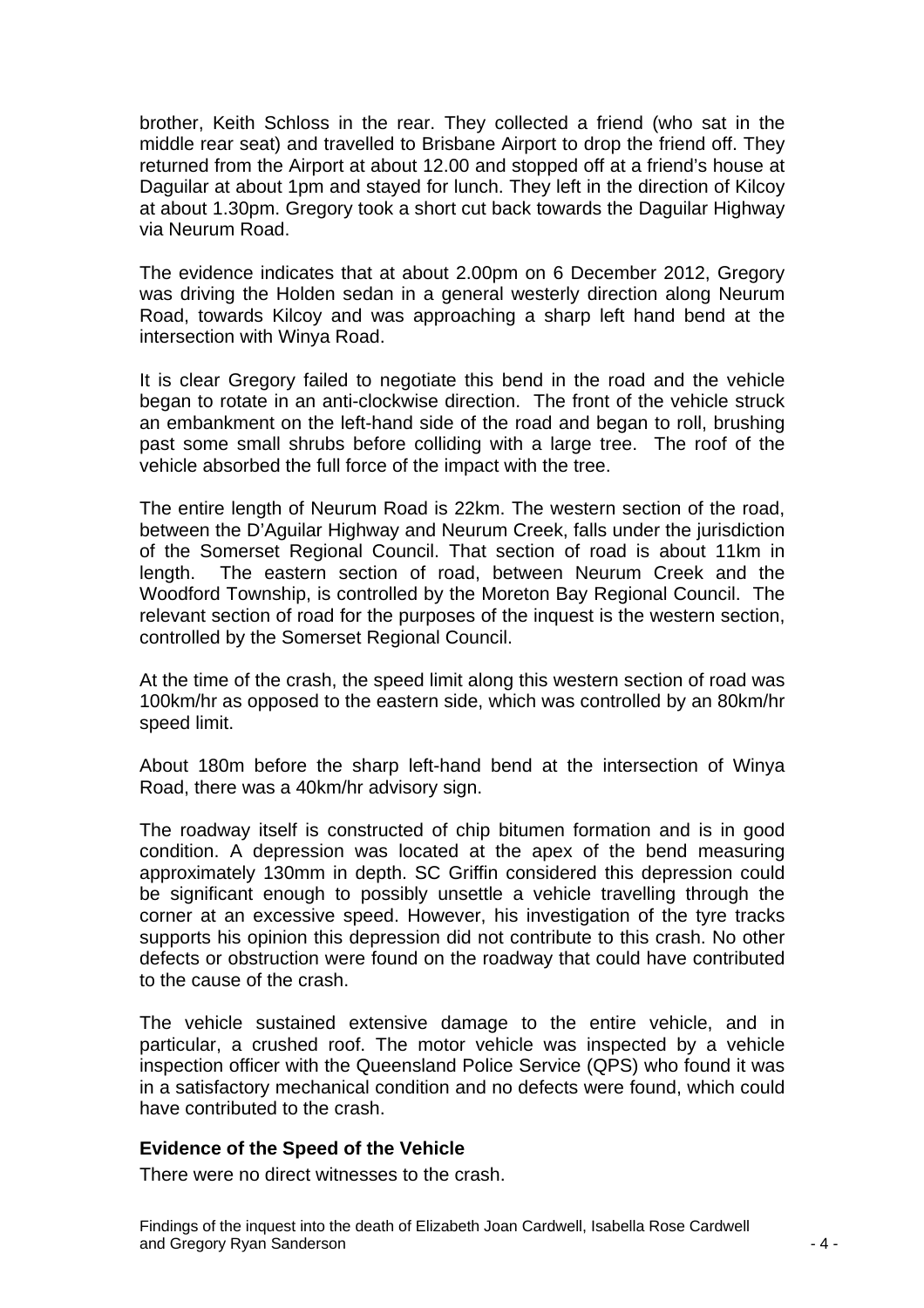brother, Keith Schloss in the rear. They collected a friend (who sat in the middle rear seat) and travelled to Brisbane Airport to drop the friend off. They returned from the Airport at about 12.00 and stopped off at a friend's house at Daguilar at about 1pm and stayed for lunch. They left in the direction of Kilcoy at about 1.30pm. Gregory took a short cut back towards the Daguilar Highway via Neurum Road.

The evidence indicates that at about 2.00pm on 6 December 2012, Gregory was driving the Holden sedan in a general westerly direction along Neurum Road, towards Kilcoy and was approaching a sharp left hand bend at the intersection with Winya Road.

It is clear Gregory failed to negotiate this bend in the road and the vehicle began to rotate in an anti-clockwise direction. The front of the vehicle struck an embankment on the left-hand side of the road and began to roll, brushing past some small shrubs before colliding with a large tree. The roof of the vehicle absorbed the full force of the impact with the tree.

The entire length of Neurum Road is 22km. The western section of the road, between the D'Aguilar Highway and Neurum Creek, falls under the jurisdiction of the Somerset Regional Council. That section of road is about 11km in length. The eastern section of road, between Neurum Creek and the Woodford Township, is controlled by the Moreton Bay Regional Council. The relevant section of road for the purposes of the inquest is the western section, controlled by the Somerset Regional Council.

At the time of the crash, the speed limit along this western section of road was 100km/hr as opposed to the eastern side, which was controlled by an 80km/hr speed limit.

About 180m before the sharp left-hand bend at the intersection of Winya Road, there was a 40km/hr advisory sign.

The roadway itself is constructed of chip bitumen formation and is in good condition. A depression was located at the apex of the bend measuring approximately 130mm in depth. SC Griffin considered this depression could be significant enough to possibly unsettle a vehicle travelling through the corner at an excessive speed. However, his investigation of the tyre tracks supports his opinion this depression did not contribute to this crash. No other defects or obstruction were found on the roadway that could have contributed to the cause of the crash.

The vehicle sustained extensive damage to the entire vehicle, and in particular, a crushed roof. The motor vehicle was inspected by a vehicle inspection officer with the Queensland Police Service (QPS) who found it was in a satisfactory mechanical condition and no defects were found, which could have contributed to the crash.

### Evidence of the Speed of the Vehicle

There were no direct witnesses to the crash.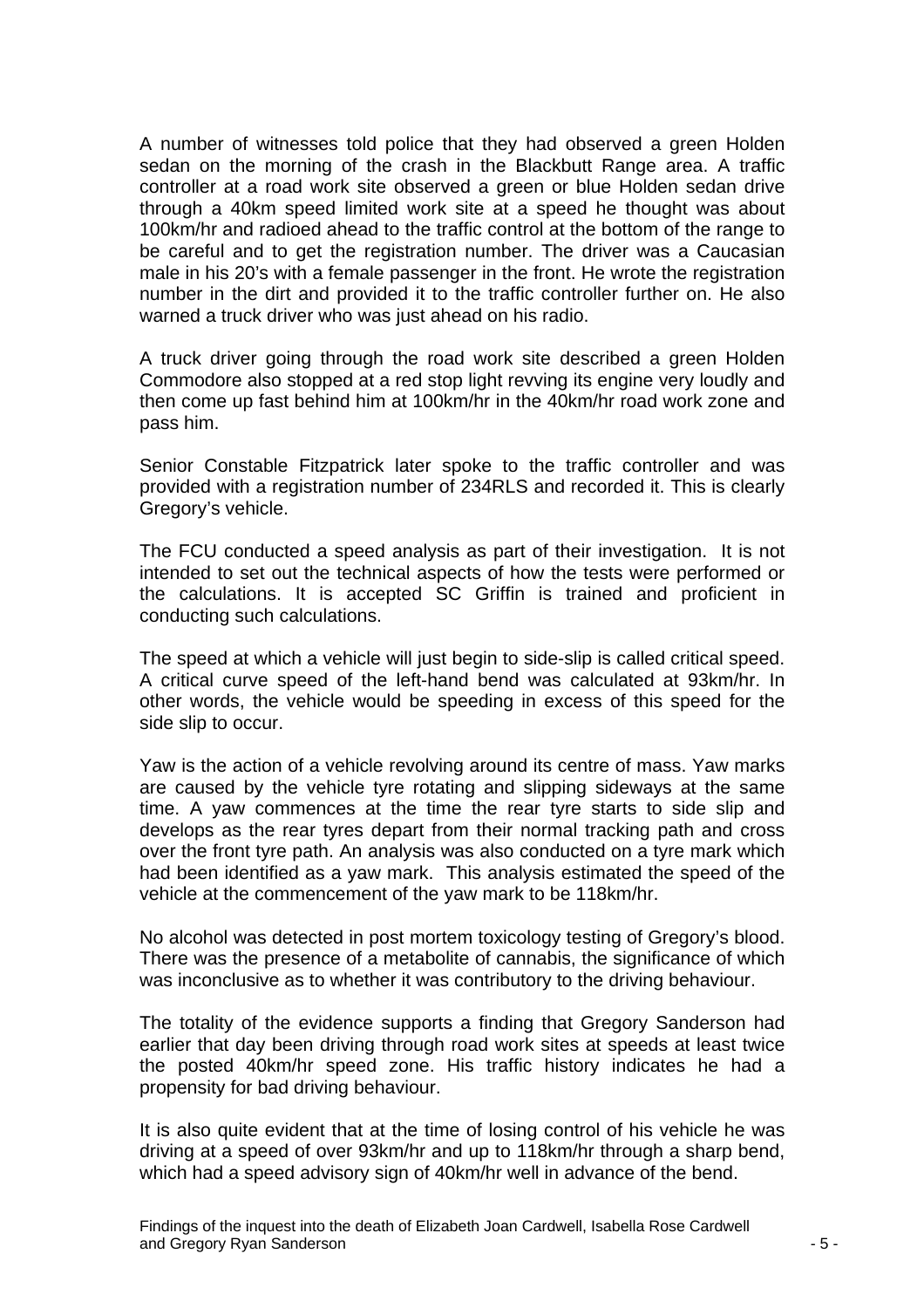A number of witnesses told police that they had observed a green Holden sedan on the morning of the crash in the Blackbutt Range area. A traffic controller at a road work site observed a green or blue Holden sedan drive through a 40km speed limited work site at a speed he thought was about 100km/hr and radioed ahead to the traffic control at the bottom of the range to be careful and to get the registration number. The driver was a Caucasian male in his 20's with a female passenger in the front. He wrote the registration number in the dirt and provided it to the traffic controller further on. He also warned a truck driver who was just ahead on his radio.

A truck driver going through the road work site described a green Holden Commodore also stopped at a red stop light revving its engine very loudly and then come up fast behind him at 100km/hr in the 40km/hr road work zone and pass him.

Senior Constable Fitzpatrick later spoke to the traffic controller and was provided with a registration number of 234RLS and recorded it. This is clearly Gregory's vehicle.

The FCU conducted a speed analysis as part of their investigation. It is not intended to set out the technical aspects of how the tests were performed or the calculations. It is accepted SC Griffin is trained and proficient in conducting such calculations.

The speed at which a vehicle will just begin to side-slip is called critical speed. A critical curve speed of the left-hand bend was calculated at 93km/hr. In other words, the vehicle would be speeding in excess of this speed for the side slip to occur.

Yaw is the action of a vehicle revolving around its centre of mass. Yaw marks are caused by the vehicle tyre rotating and slipping sideways at the same time. A yaw commences at the time the rear tyre starts to side slip and develops as the rear tyres depart from their normal tracking path and cross over the front tyre path. An analysis was also conducted on a tyre mark which had been identified as a yaw mark. This analysis estimated the speed of the vehicle at the commencement of the yaw mark to be 118km/hr.

No alcohol was detected in post mortem toxicology testing of Gregory's blood. There was the presence of a metabolite of cannabis, the significance of which was inconclusive as to whether it was contributory to the driving behaviour.

The totality of the evidence supports a finding that Gregory Sanderson had earlier that day been driving through road work sites at speeds at least twice the posted 40km/hr speed zone. His traffic history indicates he had a propensity for bad driving behaviour.

It is also quite evident that at the time of losing control of his vehicle he was driving at a speed of over 93km/hr and up to 118km/hr through a sharp bend, which had a speed advisory sign of 40km/hr well in advance of the bend.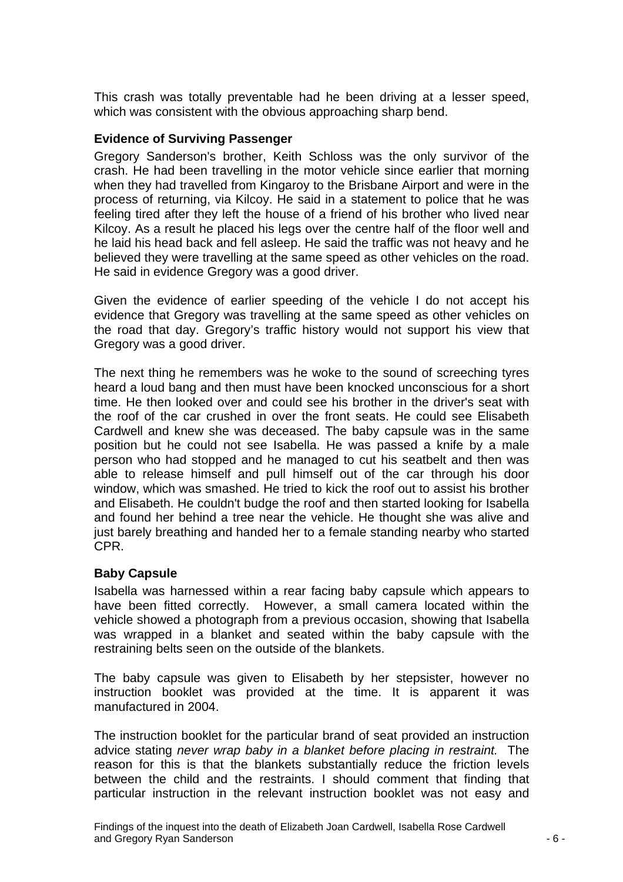This crash was totally preventable had he been driving at a lesser speed, which was consistent with the obvious approaching sharp bend.

### Evidence of Surviving Passenger

Gregory Sanderson's brother, Keith Schloss was the only survivor of the crash. He had been travelling in the motor vehicle since earlier that morning when they had travelled from Kingaroy to the Brisbane Airport and were in the process of returning, via Kilcoy. He said in a statement to police that he was feeling tired after they left the house of a friend of his brother who lived near Kilcoy. As a result he placed his legs over the centre half of the floor well and he laid his head back and fell asleep. He said the traffic was not heavy and he believed they were travelling at the same speed as other vehicles on the road. He said in evidence Gregory was a good driver.

Given the evidence of earlier speeding of the vehicle I do not accept his evidence that Gregory was travelling at the same speed as other vehicles on the road that day. Gregory's traffic history would not support his view that Gregory was a good driver.

The next thing he remembers was he woke to the sound of screeching tyres heard a loud bang and then must have been knocked unconscious for a short time. He then looked over and could see his brother in the driver's seat with the roof of the car crushed in over the front seats. He could see Elisabeth Cardwell and knew she was deceased. The baby capsule was in the same position but he could not see Isabella. He was passed a knife by a male person who had stopped and he managed to cut his seatbelt and then was able to release himself and pull himself out of the car through his door window, which was smashed. He tried to kick the roof out to assist his brother and Elisabeth. He couldn't budge the roof and then started looking for Isabella and found her behind a tree near the vehicle. He thought she was alive and just barely breathing and handed her to a female standing nearby who started CPR.

### Baby Capsule

Isabella was harnessed within a rear facing baby capsule which appears to have been fitted correctly. However, a small camera located within the vehicle showed a photograph from a previous occasion, showing that Isabella was wrapped in a blanket and seated within the baby capsule with the restraining belts seen on the outside of the blankets.

The baby capsule was given to Elisabeth by her stepsister, however no instruction booklet was provided at the time. It is apparent it was manufactured in 2004.

The instruction booklet for the particular brand of seat provided an instruction advice stating *never wrap baby in a blanket before placing in restraint.* The reason for this is that the blankets substantially reduce the friction levels between the child and the restraints. I should comment that finding that particular instruction in the relevant instruction booklet was not easy and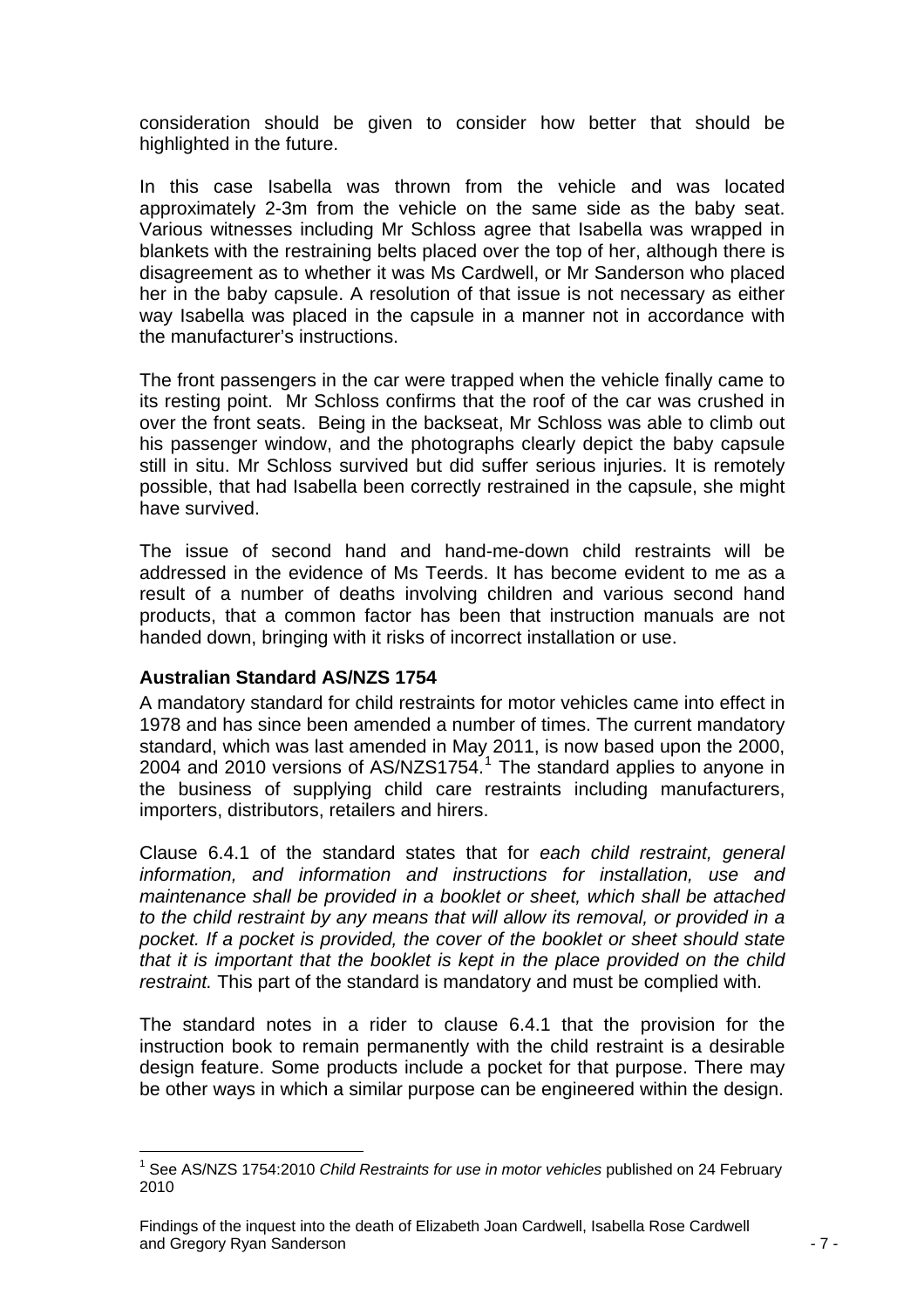consideration should be given to consider how better that should be highlighted in the future.

In this case Isabella was thrown from the vehicle and was located approximately 2-3m from the vehicle on the same side as the baby seat. Various witnesses including Mr Schloss agree that Isabella was wrapped in blankets with the restraining belts placed over the top of her, although there is disagreement as to whether it was Ms Cardwell, or Mr Sanderson who placed her in the baby capsule. A resolution of that issue is not necessary as either way Isabella was placed in the capsule in a manner not in accordance with the manufacturer's instructions.

The front passengers in the car were trapped when the vehicle finally came to its resting point. Mr Schloss confirms that the roof of the car was crushed in over the front seats. Being in the backseat, Mr Schloss was able to climb out his passenger window, and the photographs clearly depict the baby capsule still in situ. Mr Schloss survived but did suffer serious injuries. It is remotely possible, that had Isabella been correctly restrained in the capsule, she might have survived.

The issue of second hand and hand-me-down child restraints will be addressed in the evidence of Ms Teerds. It has become evident to me as a result of a number of deaths involving children and various second hand products, that a common factor has been that instruction manuals are not handed down, bringing with it risks of incorrect installation or use.

**Australian Standard AS/NZS 1754**

A mandatory standard for child restraints for motor vehicles came into effect in 1978 and has since been amended a number of times. The current mandatory standard, which was last amended in May 2011, is now based upon the 2000, 2004 and 2010 versions of AS/NZS1754.[1] The standard applies to anyone in the business of supplying child care restraints including manufacturers, importers, distributors, retailers and hirers.

Clause 6.4.1 of the standard states that for *each child restraint, general information, and information and instructions for installation, use and maintenance shall be provided in a booklet or sheet, which shall be attached to the child restraint by any means that will allow its removal, or provided in a pocket. If a pocket is provided, the cover of the booklet or sheet should state that it is important that the booklet is kept in the place provided on the child restraint.* This part of the standard is mandatory and must be complied with.

The standard notes in a rider to clause 6.4.1 that the provision for the instruction book to remain permanently with the child restraint is a desirable design feature. Some products include a pocket for that purpose. There may be other ways in which a similar purpose can be engineered within the design.

[1] See AS/NZS 1754:2010 *Child Restraints for use in motor vehicles* published on 24 February 2010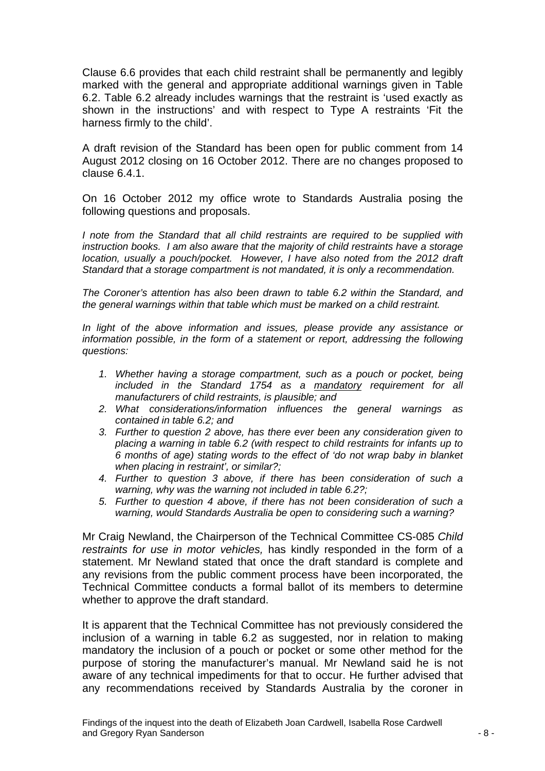Clause 6.6 provides that each child restraint shall be permanently and legibly marked with the general and appropriate additional warnings given in Table 6.2. Table 6.2 already includes warnings that the restraint is 'used exactly as shown in the instructions' and with respect to Type A restraints 'Fit the harness firmly to the child'.

A draft revision of the Standard has been open for public comment from 14 August 2012 closing on 16 October 2012. There are no changes proposed to clause 6.4.1.

On 16 October 2012 my office wrote to Standards Australia posing the following questions and proposals.

*I note from the Standard that all child restraints are required to be supplied with instruction books. I am also aware that the majority of child restraints have a storage location, usually a pouch/pocket. However, I have also noted from the 2012 draft Standard that a storage compartment is not mandated, it is only a recommendation.*

*The Coroner's attention has also been drawn to table 6.2 within the Standard, and the general warnings within that table which must be marked on a child restraint.*

*In light of the above information and issues, please provide any assistance or information possible, in the form of a statement or report, addressing the following questions:*

1. *Whether having a storage compartment, such as a pouch or pocket, being included in the Standard 1754 as a <u>mandatory</u> requirement for all manufacturers of child restraints, is plausible; and*
2. *What considerations/information influences the general warnings as contained in table 6.2; and*
3. *Further to question 2 above, has there ever been any consideration given to placing a warning in table 6.2 (with respect to child restraints for infants up to 6 months of age) stating words to the effect of 'do not wrap baby in blanket when placing in restraint', or similar?;*
4. *Further to question 3 above, if there has been consideration of such a warning, why was the warning not included in table 6.2?;*
5. *Further to question 4 above, if there has not been consideration of such a warning, would Standards Australia be open to considering such a warning?*

Mr Craig Newland, the Chairperson of the Technical Committee CS-085 *Child restraints for use in motor vehicles,* has kindly responded in the form of a statement. Mr Newland stated that once the draft standard is complete and any revisions from the public comment process have been incorporated, the Technical Committee conducts a formal ballot of its members to determine whether to approve the draft standard.

It is apparent that the Technical Committee has not previously considered the inclusion of a warning in table 6.2 as suggested, nor in relation to making mandatory the inclusion of a pouch or pocket or some other method for the purpose of storing the manufacturer's manual. Mr Newland said he is not aware of any technical impediments for that to occur. He further advised that any recommendations received by Standards Australia by the coroner in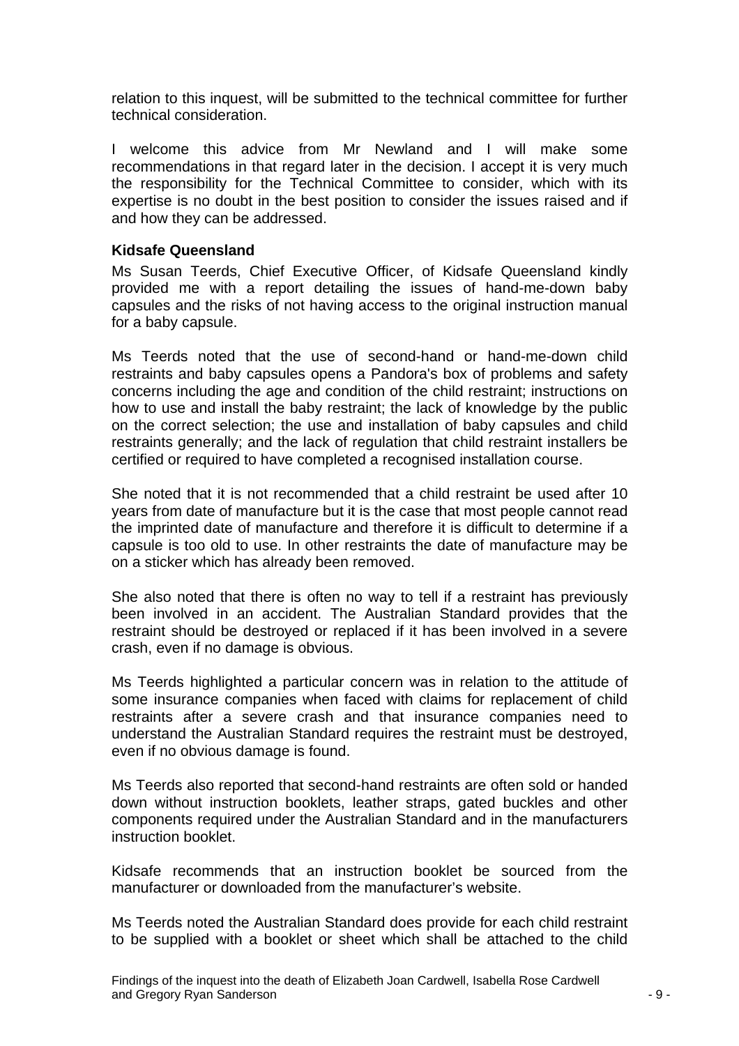relation to this inquest, will be submitted to the technical committee for further technical consideration.

I welcome this advice from Mr Newland and I will make some recommendations in that regard later in the decision. I accept it is very much the responsibility for the Technical Committee to consider, which with its expertise is no doubt in the best position to consider the issues raised and if and how they can be addressed.

**Kidsafe Queensland**

Ms Susan Teerds, Chief Executive Officer, of Kidsafe Queensland kindly provided me with a report detailing the issues of hand-me-down baby capsules and the risks of not having access to the original instruction manual for a baby capsule.

Ms Teerds noted that the use of second-hand or hand-me-down child restraints and baby capsules opens a Pandora's box of problems and safety concerns including the age and condition of the child restraint; instructions on how to use and install the baby restraint; the lack of knowledge by the public on the correct selection; the use and installation of baby capsules and child restraints generally; and the lack of regulation that child restraint installers be certified or required to have completed a recognised installation course.

She noted that it is not recommended that a child restraint be used after 10 years from date of manufacture but it is the case that most people cannot read the imprinted date of manufacture and therefore it is difficult to determine if a capsule is too old to use. In other restraints the date of manufacture may be on a sticker which has already been removed.

She also noted that there is often no way to tell if a restraint has previously been involved in an accident. The Australian Standard provides that the restraint should be destroyed or replaced if it has been involved in a severe crash, even if no damage is obvious.

Ms Teerds highlighted a particular concern was in relation to the attitude of some insurance companies when faced with claims for replacement of child restraints after a severe crash and that insurance companies need to understand the Australian Standard requires the restraint must be destroyed, even if no obvious damage is found.

Ms Teerds also reported that second-hand restraints are often sold or handed down without instruction booklets, leather straps, gated buckles and other components required under the Australian Standard and in the manufacturers instruction booklet.

Kidsafe recommends that an instruction booklet be sourced from the manufacturer or downloaded from the manufacturer's website.

Ms Teerds noted the Australian Standard does provide for each child restraint to be supplied with a booklet or sheet which shall be attached to the child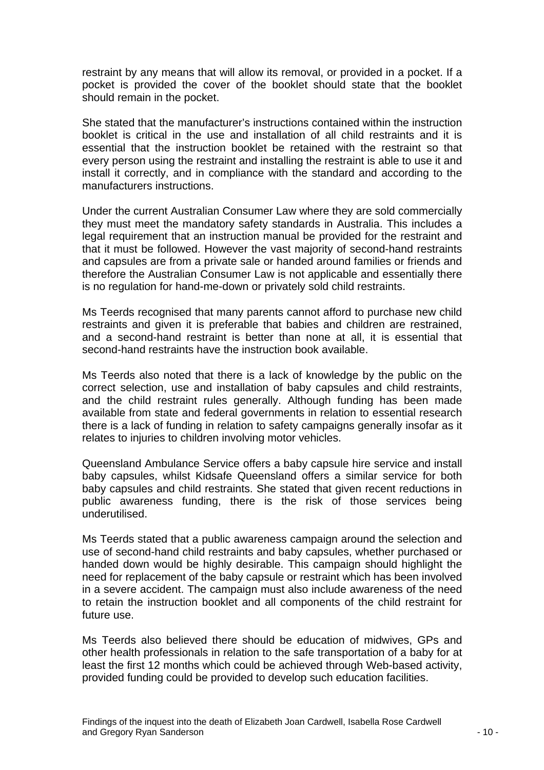restraint by any means that will allow its removal, or provided in a pocket. If a pocket is provided the cover of the booklet should state that the booklet should remain in the pocket.

She stated that the manufacturer's instructions contained within the instruction booklet is critical in the use and installation of all child restraints and it is essential that the instruction booklet be retained with the restraint so that every person using the restraint and installing the restraint is able to use it and install it correctly, and in compliance with the standard and according to the manufacturers instructions.

Under the current Australian Consumer Law where they are sold commercially they must meet the mandatory safety standards in Australia. This includes a legal requirement that an instruction manual be provided for the restraint and that it must be followed. However the vast majority of second-hand restraints and capsules are from a private sale or handed around families or friends and therefore the Australian Consumer Law is not applicable and essentially there is no regulation for hand-me-down or privately sold child restraints.

Ms Teerds recognised that many parents cannot afford to purchase new child restraints and given it is preferable that babies and children are restrained, and a second-hand restraint is better than none at all, it is essential that second-hand restraints have the instruction book available.

Ms Teerds also noted that there is a lack of knowledge by the public on the correct selection, use and installation of baby capsules and child restraints, and the child restraint rules generally. Although funding has been made available from state and federal governments in relation to essential research there is a lack of funding in relation to safety campaigns generally insofar as it relates to injuries to children involving motor vehicles.

Queensland Ambulance Service offers a baby capsule hire service and install baby capsules, whilst Kidsafe Queensland offers a similar service for both baby capsules and child restraints. She stated that given recent reductions in public awareness funding, there is the risk of those services being underutilised.

Ms Teerds stated that a public awareness campaign around the selection and use of second-hand child restraints and baby capsules, whether purchased or handed down would be highly desirable. This campaign should highlight the need for replacement of the baby capsule or restraint which has been involved in a severe accident. The campaign must also include awareness of the need to retain the instruction booklet and all components of the child restraint for future use.

Ms Teerds also believed there should be education of midwives, GPs and other health professionals in relation to the safe transportation of a baby for at least the first 12 months which could be achieved through Web-based activity, provided funding could be provided to develop such education facilities.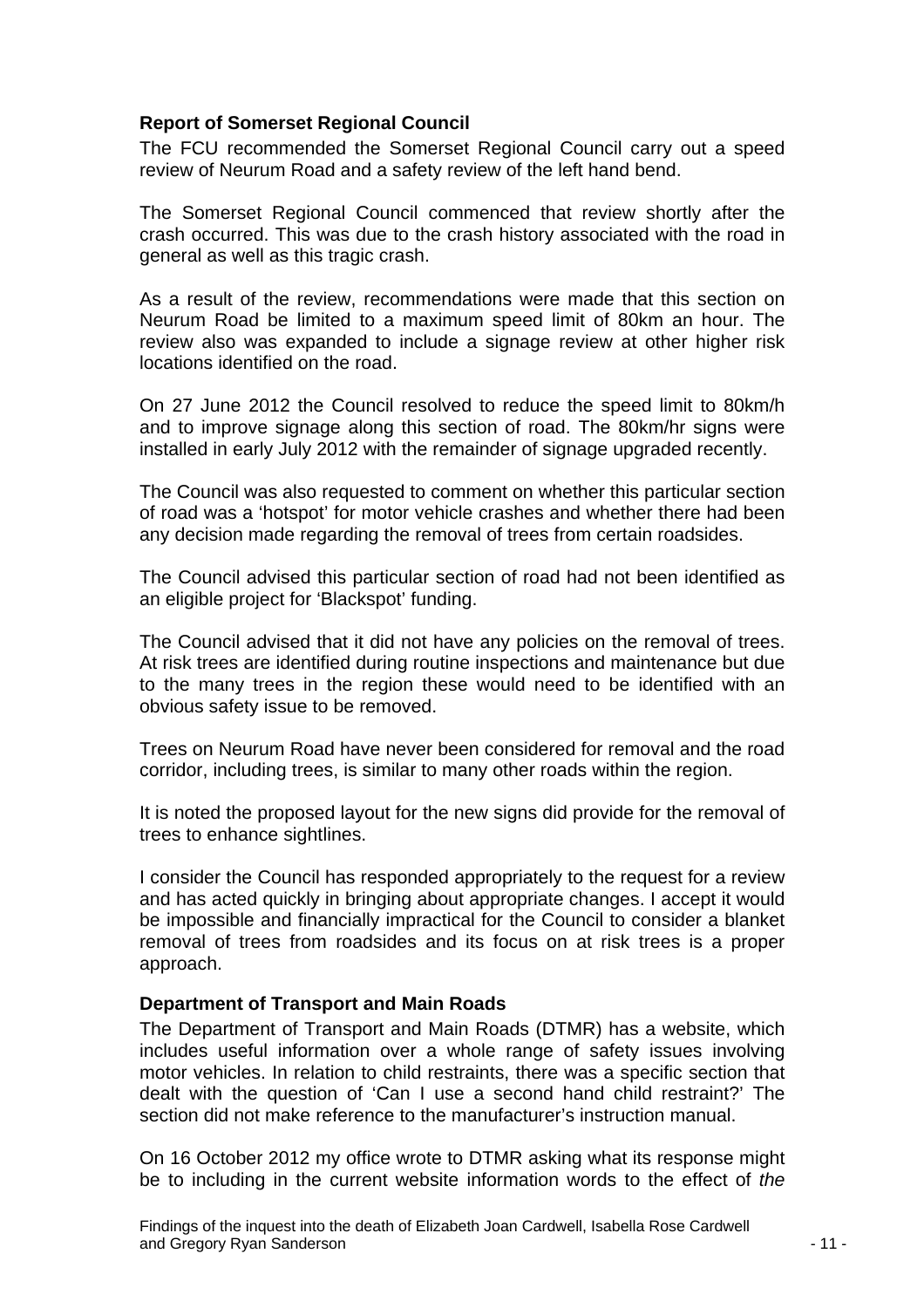**Report of Somerset Regional Council**

The FCU recommended the Somerset Regional Council carry out a speed review of Neurum Road and a safety review of the left hand bend.

The Somerset Regional Council commenced that review shortly after the crash occurred. This was due to the crash history associated with the road in general as well as this tragic crash.

As a result of the review, recommendations were made that this section on Neurum Road be limited to a maximum speed limit of 80km an hour. The review also was expanded to include a signage review at other higher risk locations identified on the road.

On 27 June 2012 the Council resolved to reduce the speed limit to 80km/h and to improve signage along this section of road. The 80km/hr signs were installed in early July 2012 with the remainder of signage upgraded recently.

The Council was also requested to comment on whether this particular section of road was a 'hotspot' for motor vehicle crashes and whether there had been any decision made regarding the removal of trees from certain roadsides.

The Council advised this particular section of road had not been identified as an eligible project for 'Blackspot' funding.

The Council advised that it did not have any policies on the removal of trees. At risk trees are identified during routine inspections and maintenance but due to the many trees in the region these would need to be identified with an obvious safety issue to be removed.

Trees on Neurum Road have never been considered for removal and the road corridor, including trees, is similar to many other roads within the region.

It is noted the proposed layout for the new signs did provide for the removal of trees to enhance sightlines.

I consider the Council has responded appropriately to the request for a review and has acted quickly in bringing about appropriate changes. I accept it would be impossible and financially impractical for the Council to consider a blanket removal of trees from roadsides and its focus on at risk trees is a proper approach.

**Department of Transport and Main Roads**

The Department of Transport and Main Roads (DTMR) has a website, which includes useful information over a whole range of safety issues involving motor vehicles. In relation to child restraints, there was a specific section that dealt with the question of 'Can I use a second hand child restraint?' The section did not make reference to the manufacturer's instruction manual.

On 16 October 2012 my office wrote to DTMR asking what its response might be to including in the current website information words to the effect of *the*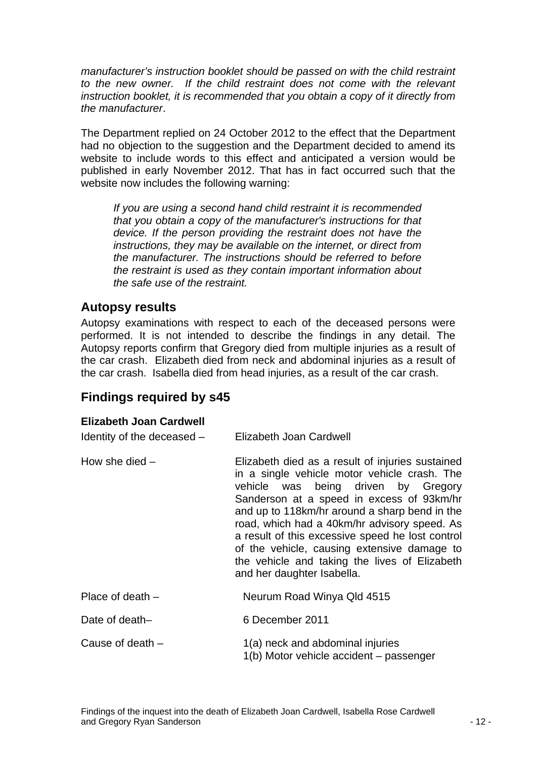*manufacturer's instruction booklet should be passed on with the child restraint to the new owner. If the child restraint does not come with the relevant instruction booklet, it is recommended that you obtain a copy of it directly from the manufacturer*.

The Department replied on 24 October 2012 to the effect that the Department had no objection to the suggestion and the Department decided to amend its website to include words to this effect and anticipated a version would be published in early November 2012. That has in fact occurred such that the website now includes the following warning:

> *If you are using a second hand child restraint it is recommended that you obtain a copy of the manufacturer's instructions for that device. If the person providing the restraint does not have the instructions, they may be available on the internet, or direct from the manufacturer. The instructions should be referred to before the restraint is used as they contain important information about the safe use of the restraint.*

## Autopsy results

Autopsy examinations with respect to each of the deceased persons were performed. It is not intended to describe the findings in any detail. The Autopsy reports confirm that Gregory died from multiple injuries as a result of the car crash. Elizabeth died from neck and abdominal injuries as a result of the car crash. Isabella died from head injuries, as a result of the car crash.

## Findings required by s45

**Elizabeth Joan Cardwell**

| | |
|---|---|
| Identity of the deceased – | Elizabeth Joan Cardwell |
| How she died – | Elizabeth died as a result of injuries sustained in a single vehicle motor vehicle crash. The vehicle was being driven by Gregory Sanderson at a speed in excess of 93km/hr and up to 118km/hr around a sharp bend in the road, which had a 40km/hr advisory speed. As a result of this excessive speed he lost control of the vehicle, causing extensive damage to the vehicle and taking the lives of Elizabeth and her daughter Isabella. |
| Place of death – | Neurum Road Winya Qld 4515 |
| Date of death– | 6 December 2011 |
| Cause of death – | 1(a) neck and abdominal injuries<br>1(b) Motor vehicle accident – passenger |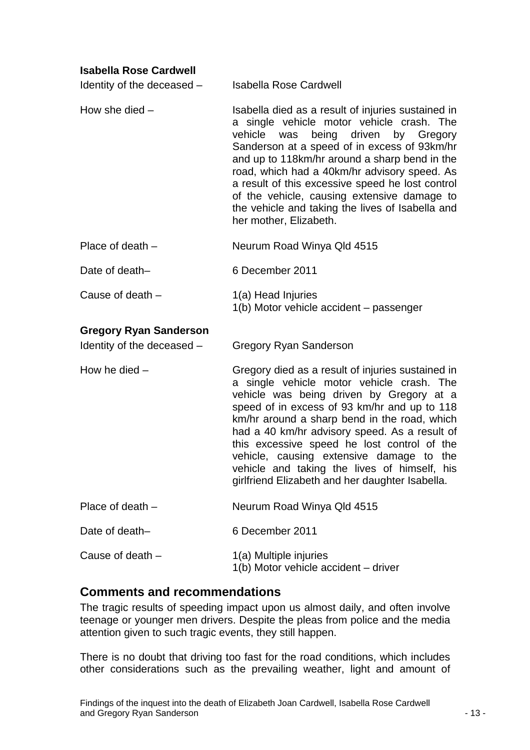**Isabella Rose Cardwell**

| | |
|---|---|
| Identity of the deceased – | Isabella Rose Cardwell |
| How she died – | Isabella died as a result of injuries sustained in a single vehicle motor vehicle crash. The vehicle was being driven by Gregory Sanderson at a speed of in excess of 93km/hr and up to 118km/hr around a sharp bend in the road, which had a 40km/hr advisory speed. As a result of this excessive speed he lost control of the vehicle, causing extensive damage to the vehicle and taking the lives of Isabella and her mother, Elizabeth. |
| Place of death – | Neurum Road Winya Qld 4515 |
| Date of death– | 6 December 2011 |
| Cause of death – | 1(a) Head Injuries<br>1(b) Motor vehicle accident – passenger |

**Gregory Ryan Sanderson**

| | |
|---|---|
| Identity of the deceased – | Gregory Ryan Sanderson |
| How he died – | Gregory died as a result of injuries sustained in a single vehicle motor vehicle crash. The vehicle was being driven by Gregory at a speed of in excess of 93 km/hr and up to 118 km/hr around a sharp bend in the road, which had a 40 km/hr advisory speed. As a result of this excessive speed he lost control of the vehicle, causing extensive damage to the vehicle and taking the lives of himself, his girlfriend Elizabeth and her daughter Isabella. |
| Place of death – | Neurum Road Winya Qld 4515 |
| Date of death– | 6 December 2011 |
| Cause of death – | 1(a) Multiple injuries<br>1(b) Motor vehicle accident – driver |

## Comments and recommendations

The tragic results of speeding impact upon us almost daily, and often involve teenage or younger men drivers. Despite the pleas from police and the media attention given to such tragic events, they still happen.

There is no doubt that driving too fast for the road conditions, which includes other considerations such as the prevailing weather, light and amount of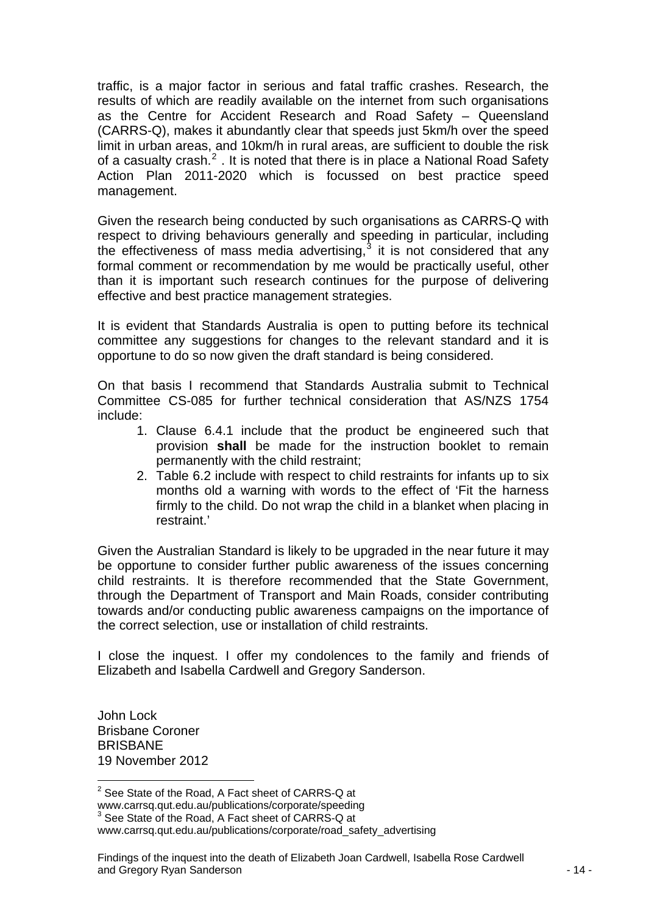traffic, is a major factor in serious and fatal traffic crashes. Research, the results of which are readily available on the internet from such organisations as the Centre for Accident Research and Road Safety – Queensland (CARRS-Q), makes it abundantly clear that speeds just 5km/h over the speed limit in urban areas, and 10km/h in rural areas, are sufficient to double the risk of a casualty crash.[2] . It is noted that there is in place a National Road Safety Action Plan 2011-2020 which is focussed on best practice speed management.

Given the research being conducted by such organisations as CARRS-Q with respect to driving behaviours generally and speeding in particular, including the effectiveness of mass media advertising,[3] it is not considered that any formal comment or recommendation by me would be practically useful, other than it is important such research continues for the purpose of delivering effective and best practice management strategies.

It is evident that Standards Australia is open to putting before its technical committee any suggestions for changes to the relevant standard and it is opportune to do so now given the draft standard is being considered.

On that basis I recommend that Standards Australia submit to Technical Committee CS-085 for further technical consideration that AS/NZS 1754 include:

1. Clause 6.4.1 include that the product be engineered such that provision **shall** be made for the instruction booklet to remain permanently with the child restraint;
2. Table 6.2 include with respect to child restraints for infants up to six months old a warning with words to the effect of 'Fit the harness firmly to the child. Do not wrap the child in a blanket when placing in restraint.'

Given the Australian Standard is likely to be upgraded in the near future it may be opportune to consider further public awareness of the issues concerning child restraints. It is therefore recommended that the State Government, through the Department of Transport and Main Roads, consider contributing towards and/or conducting public awareness campaigns on the importance of the correct selection, use or installation of child restraints.

I close the inquest. I offer my condolences to the family and friends of Elizabeth and Isabella Cardwell and Gregory Sanderson.

John Lock
Brisbane Coroner
BRISBANE
19 November 2012

[2] See State of the Road, A Fact sheet of CARRS-Q at www.carrsq.qut.edu.au/publications/corporate/speeding

[3] See State of the Road, A Fact sheet of CARRS-Q at www.carrsq.qut.edu.au/publications/corporate/road_safety_advertising